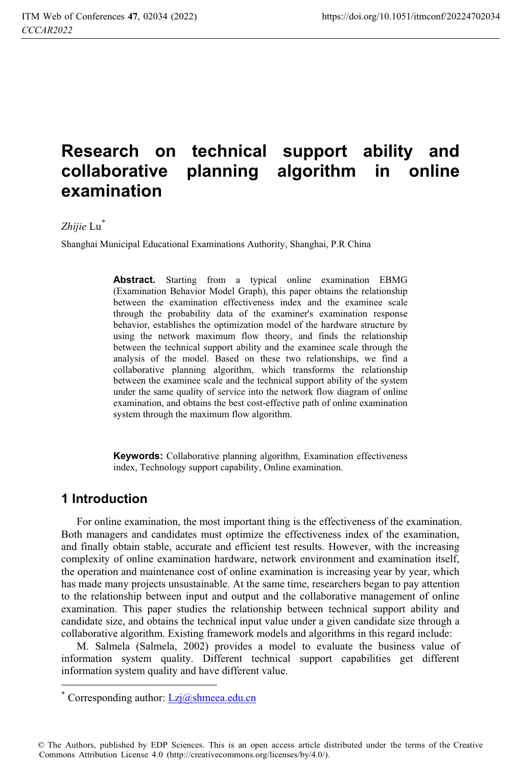# Research on technical support ability and collaborative planning algorithm in online examination

*Zhijie* Lu[*]

Shanghai Municipal Educational Examinations Authority, Shanghai, P.R China

**Abstract.** Starting from a typical online examination EBMG (Examination Behavior Model Graph), this paper obtains the relationship between the examination effectiveness index and the examinee scale through the probability data of the examiner's examination response behavior, establishes the optimization model of the hardware structure by using the network maximum flow theory, and finds the relationship between the technical support ability and the examinee scale through the analysis of the model. Based on these two relationships, we find a collaborative planning algorithm, which transforms the relationship between the examinee scale and the technical support ability of the system under the same quality of service into the network flow diagram of online examination, and obtains the best cost-effective path of online examination system through the maximum flow algorithm.

**Keywords:** Collaborative planning algorithm, Examination effectiveness index, Technology support capability, Online examination.

## 1 Introduction

For online examination, the most important thing is the effectiveness of the examination. Both managers and candidates must optimize the effectiveness index of the examination, and finally obtain stable, accurate and efficient test results. However, with the increasing complexity of online examination hardware, network environment and examination itself, the operation and maintenance cost of online examination is increasing year by year, which has made many projects unsustainable. At the same time, researchers began to pay attention to the relationship between input and output and the collaborative management of online examination. This paper studies the relationship between technical support ability and candidate size, and obtains the technical input value under a given candidate size through a collaborative algorithm. Existing framework models and algorithms in this regard include:

M. Salmela (Salmela, 2002) provides a model to evaluate the business value of information system quality. Different technical support capabilities get different information system quality and have different value.

[*] Corresponding author: Lzj@shmeea.edu.cn

© The Authors, published by EDP Sciences. This is an open access article distributed under the terms of the Creative Commons Attribution License 4.0 (http://creativecommons.org/licenses/by/4.0/).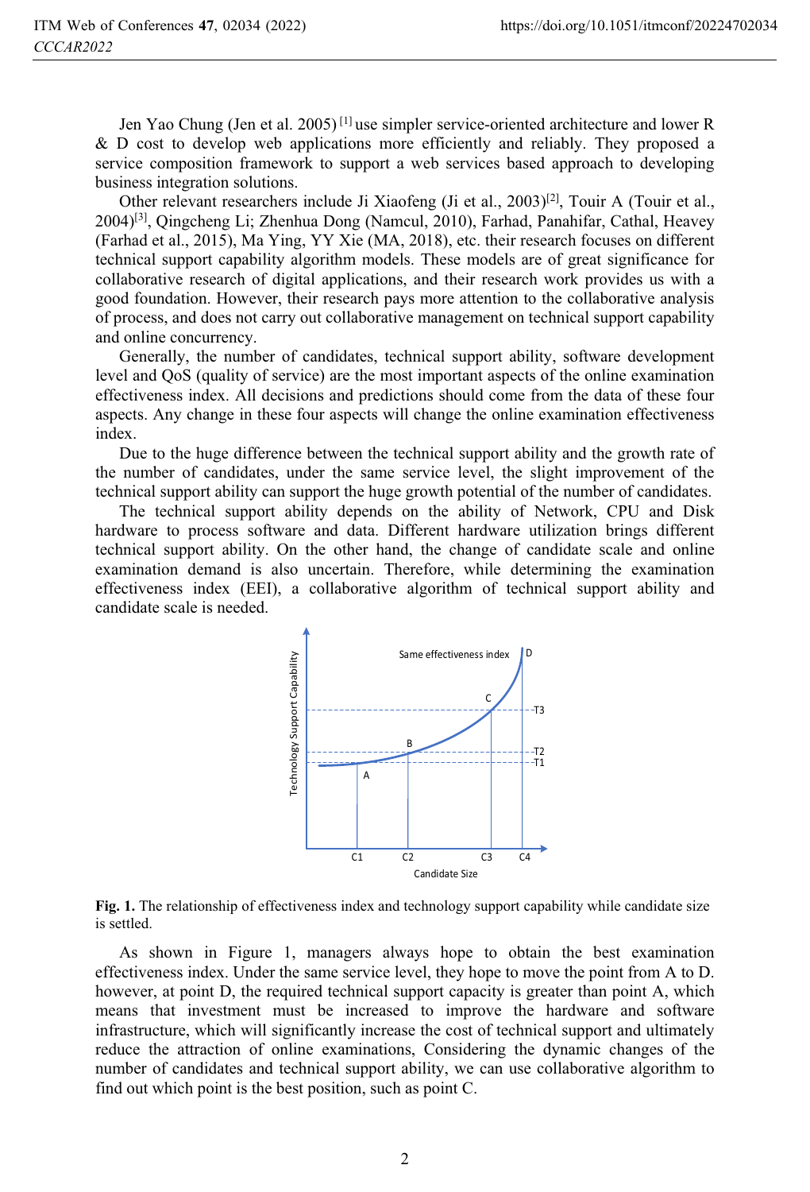Jen Yao Chung (Jen et al. 2005) [1] use simpler service-oriented architecture and lower R & D cost to develop web applications more efficiently and reliably. They proposed a service composition framework to support a web services based approach to developing business integration solutions.

Other relevant researchers include Ji Xiaofeng (Ji et al., 2003)[2], Touir A (Touir et al., 2004)[3], Qingcheng Li; Zhenhua Dong (Namcul, 2010), Farhad, Panahifar, Cathal, Heavey (Farhad et al., 2015), Ma Ying, YY Xie (MA, 2018), etc. their research focuses on different technical support capability algorithm models. These models are of great significance for collaborative research of digital applications, and their research work provides us with a good foundation. However, their research pays more attention to the collaborative analysis of process, and does not carry out collaborative management on technical support capability and online concurrency.

Generally, the number of candidates, technical support ability, software development level and QoS (quality of service) are the most important aspects of the online examination effectiveness index. All decisions and predictions should come from the data of these four aspects. Any change in these four aspects will change the online examination effectiveness index.

Due to the huge difference between the technical support ability and the growth rate of the number of candidates, under the same service level, the slight improvement of the technical support ability can support the huge growth potential of the number of candidates.

The technical support ability depends on the ability of Network, CPU and Disk hardware to process software and data. Different hardware utilization brings different technical support ability. On the other hand, the change of candidate scale and online examination demand is also uncertain. Therefore, while determining the examination effectiveness index (EEI), a collaborative algorithm of technical support ability and candidate scale is needed.

**Fig. 1.** The relationship of effectiveness index and technology support capability while candidate size is settled.

As shown in Figure 1, managers always hope to obtain the best examination effectiveness index. Under the same service level, they hope to move the point from A to D. however, at point D, the required technical support capacity is greater than point A, which means that investment must be increased to improve the hardware and software infrastructure, which will significantly increase the cost of technical support and ultimately reduce the attraction of online examinations, Considering the dynamic changes of the number of candidates and technical support ability, we can use collaborative algorithm to find out which point is the best position, such as point C.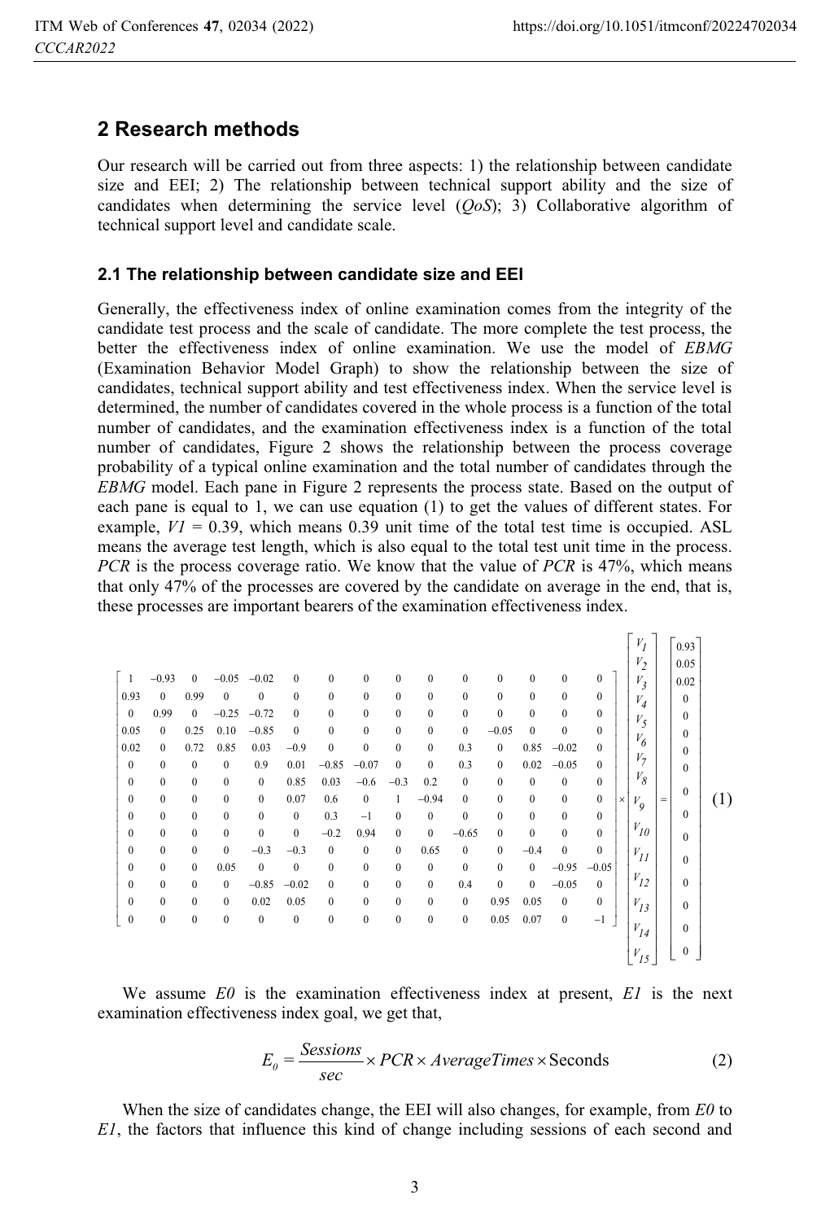## 2 Research methods

Our research will be carried out from three aspects: 1) the relationship between candidate size and EEI; 2) The relationship between technical support ability and the size of candidates when determining the service level (*QoS*); 3) Collaborative algorithm of technical support level and candidate scale.

### 2.1 The relationship between candidate size and EEI

Generally, the effectiveness index of online examination comes from the integrity of the candidate test process and the scale of candidate. The more complete the test process, the better the effectiveness index of online examination. We use the model of *EBMG* (Examination Behavior Model Graph) to show the relationship between the size of candidates, technical support ability and test effectiveness index. When the service level is determined, the number of candidates covered in the whole process is a function of the total number of candidates, and the examination effectiveness index is a function of the total number of candidates, Figure 2 shows the relationship between the process coverage probability of a typical online examination and the total number of candidates through the *EBMG* model. Each pane in Figure 2 represents the process state. Based on the output of each pane is equal to 1, we can use equation (1) to get the values of different states. For example, $V1 = 0.39$, which means 0.39 unit time of the total test time is occupied. ASL means the average test length, which is also equal to the total test unit time in the process. *PCR* is the process coverage ratio. We know that the value of *PCR* is 47%, which means that only 47% of the processes are covered by the candidate on average in the end, that is, these processes are important bearers of the examination effectiveness index.

$$
\begin{bmatrix}
1 & -0.93 & 0 & -0.05 & -0.02 & 0 & 0 & 0 & 0 & 0 & 0 & 0 & 0 & 0 & 0 \\
0.93 & 0 & 0.99 & 0 & 0 & 0 & 0 & 0 & 0 & 0 & 0 & 0 & 0 & 0 & 0 \\
0 & 0.99 & 0 & -0.25 & -0.72 & 0 & 0 & 0 & 0 & 0 & 0 & 0 & 0 & 0 & 0 \\
0.05 & 0 & 0.25 & 0.10 & -0.85 & 0 & 0 & 0 & 0 & 0 & 0 & -0.05 & 0 & 0 & 0 \\
0.02 & 0 & 0.72 & 0.85 & 0.03 & -0.9 & 0 & 0 & 0 & 0 & 0.3 & 0 & 0.85 & -0.02 & 0 \\
0 & 0 & 0 & 0 & 0.9 & 0.01 & -0.85 & -0.07 & 0 & 0 & 0.3 & 0 & 0.02 & -0.05 & 0 \\
0 & 0 & 0 & 0 & 0 & 0.85 & 0.03 & -0.6 & -0.3 & 0.2 & 0 & 0 & 0 & 0 & 0 \\
0 & 0 & 0 & 0 & 0 & 0.07 & 0.6 & 0 & 1 & -0.94 & 0 & 0 & 0 & 0 & 0 \\
0 & 0 & 0 & 0 & 0 & 0 & 0.3 & -1 & 0 & 0 & 0 & 0 & 0 & 0 & 0 \\
0 & 0 & 0 & 0 & 0 & 0 & -0.2 & 0.94 & 0 & 0 & -0.65 & 0 & 0 & 0 & 0 \\
0 & 0 & 0 & 0 & -0.3 & -0.3 & 0 & 0 & 0 & 0.65 & 0 & 0 & -0.4 & 0 & 0 \\
0 & 0 & 0 & 0.05 & 0 & 0 & 0 & 0 & 0 & 0 & 0 & 0 & 0 & -0.95 & -0.05 \\
0 & 0 & 0 & 0 & -0.85 & -0.02 & 0 & 0 & 0 & 0 & 0.4 & 0 & 0 & -0.05 & 0 \\
0 & 0 & 0 & 0 & 0.02 & 0.05 & 0 & 0 & 0 & 0 & 0 & 0.95 & 0.05 & 0 & 0 \\
0 & 0 & 0 & 0 & 0 & 0 & 0 & 0 & 0 & 0 & 0 & 0.05 & 0.07 & 0 & -1
\end{bmatrix}
\times
\begin{bmatrix}
V_1 \\ V_2 \\ V_3 \\ V_4 \\ V_5 \\ V_6 \\ V_7 \\ V_8 \\ V_9 \\ V_{10} \\ V_{11} \\ V_{12} \\ V_{13} \\ V_{14} \\ V_{15}
\end{bmatrix}
=
\begin{bmatrix}
0.93 \\ 0.05 \\ 0.02 \\ 0 \\ 0 \\ 0 \\ 0 \\ 0 \\ 0 \\ 0 \\ 0 \\ 0 \\ 0 \\ 0 \\ 0
\end{bmatrix}
\tag{1}
$$

We assume *E0* is the examination effectiveness index at present, *E1* is the next examination effectiveness index goal, we get that,

$$
E_0 = \frac{Sessions}{sec} \times PCR \times AverageTimes \times \text{Seconds} \tag{2}
$$

When the size of candidates change, the EEI will also changes, for example, from *E0* to *E1*, the factors that influence this kind of change including sessions of each second and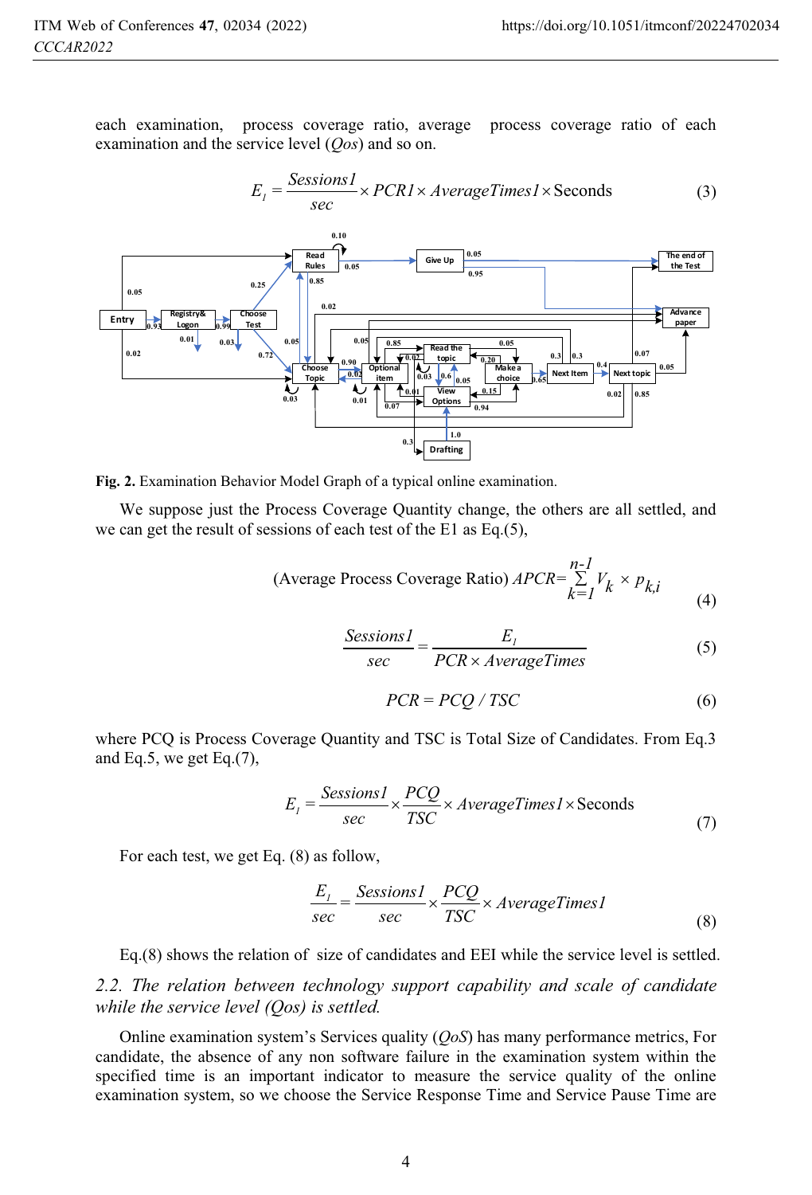each examination, process coverage ratio, average process coverage ratio of each examination and the service level (*Qos*) and so on.

$$E_1 = \frac{Sessions1}{sec} \times PCR1 \times AverageTimes1 \times \text{Seconds} \tag{3}$$

**Fig. 2.** Examination Behavior Model Graph of a typical online examination.

We suppose just the Process Coverage Quantity change, the others are all settled, and we can get the result of sessions of each test of the E1 as Eq.(5),

$$\text{(Average Process Coverage Ratio) } APCR = \sum_{k=1}^{n-1} V_k \times p_{k,i} \tag{4}$$

$$\frac{Sessions1}{sec} = \frac{E_1}{PCR \times AverageTimes} \tag{5}$$

$$PCR = PCQ \,/\, TSC \tag{6}$$

where PCQ is Process Coverage Quantity and TSC is Total Size of Candidates. From Eq.3 and Eq.5, we get Eq.(7),

$$E_1 = \frac{Sessions1}{sec} \times \frac{PCQ}{TSC} \times AverageTimes1 \times \text{Seconds} \tag{7}$$

For each test, we get Eq. (8) as follow,

$$\frac{E_1}{sec} = \frac{Sessions1}{sec} \times \frac{PCQ}{TSC} \times AverageTimes1 \tag{8}$$

Eq.(8) shows the relation of size of candidates and EEI while the service level is settled.

*2.2. The relation between technology support capability and scale of candidate while the service level (Qos) is settled.*

Online examination system's Services quality (*QoS*) has many performance metrics, For candidate, the absence of any non software failure in the examination system within the specified time is an important indicator to measure the service quality of the online examination system, so we choose the Service Response Time and Service Pause Time are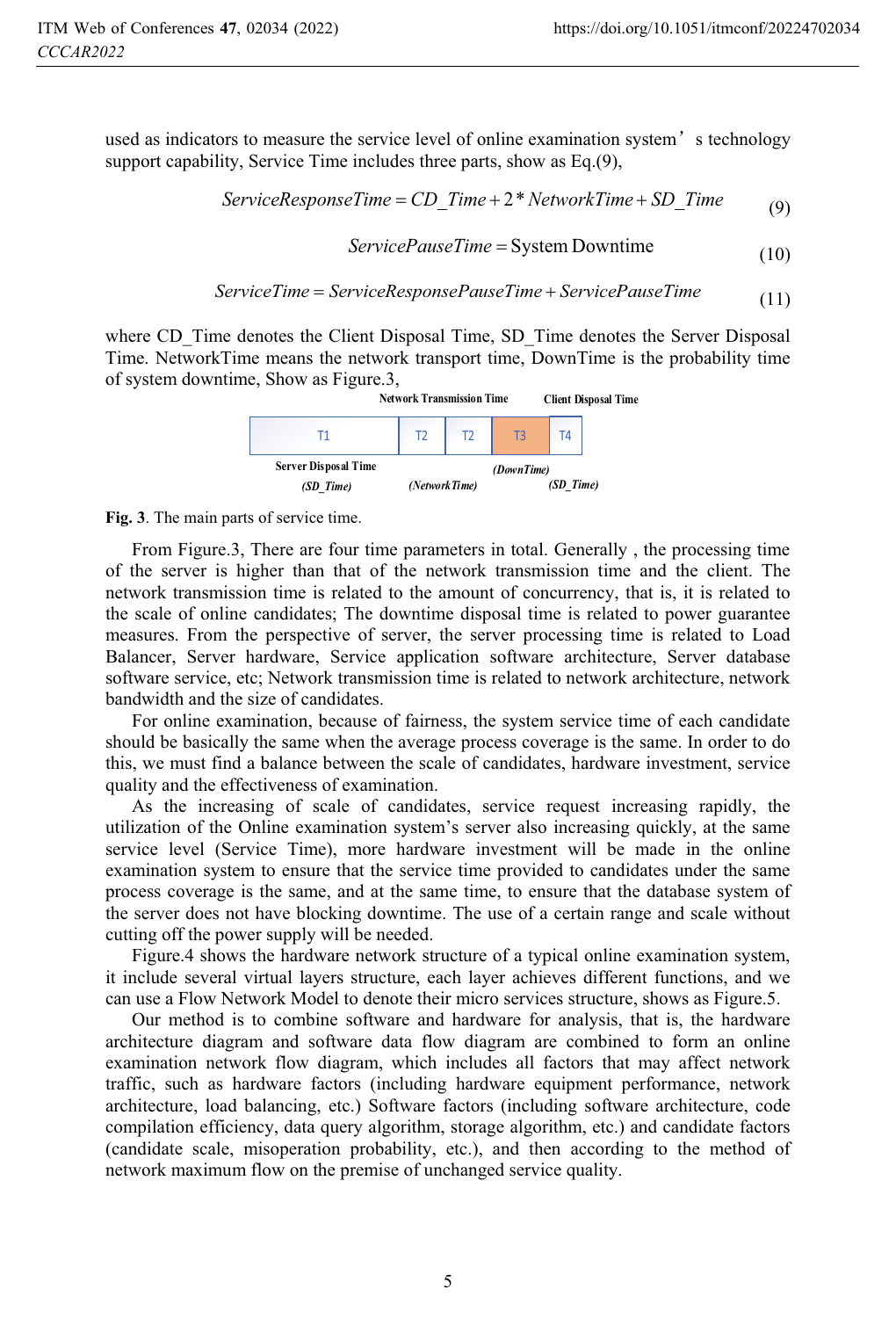used as indicators to measure the service level of online examination system's technology support capability, Service Time includes three parts, show as Eq.(9),

$$ServiceResponseTime = CD\_Time + 2 * NetworkTime + SD\_Time \tag{9}$$

$$ServicePauseTime = \text{System Downtime} \tag{10}$$

$$ServiceTime = ServiceResponsePauseTime + ServicePauseTime \tag{11}$$

where CD_Time denotes the Client Disposal Time, SD_Time denotes the Server Disposal Time. NetworkTime means the network transport time, DownTime is the probability time of system downtime, Show as Figure.3,

| T1 | T2 | T2 | T3 | T4 |
|---|---|---|---|---|
| Server Disposal Time (SD_Time) | Network Transmission Time (NetworkTime) | | (DownTime) | Client Disposal Time (SD_Time) |

**Fig. 3**. The main parts of service time.

From Figure.3, There are four time parameters in total. Generally , the processing time of the server is higher than that of the network transmission time and the client. The network transmission time is related to the amount of concurrency, that is, it is related to the scale of online candidates; The downtime disposal time is related to power guarantee measures. From the perspective of server, the server processing time is related to Load Balancer, Server hardware, Service application software architecture, Server database software service, etc; Network transmission time is related to network architecture, network bandwidth and the size of candidates.

For online examination, because of fairness, the system service time of each candidate should be basically the same when the average process coverage is the same. In order to do this, we must find a balance between the scale of candidates, hardware investment, service quality and the effectiveness of examination.

As the increasing of scale of candidates, service request increasing rapidly, the utilization of the Online examination system's server also increasing quickly, at the same service level (Service Time), more hardware investment will be made in the online examination system to ensure that the service time provided to candidates under the same process coverage is the same, and at the same time, to ensure that the database system of the server does not have blocking downtime. The use of a certain range and scale without cutting off the power supply will be needed.

Figure.4 shows the hardware network structure of a typical online examination system, it include several virtual layers structure, each layer achieves different functions, and we can use a Flow Network Model to denote their micro services structure, shows as Figure.5.

Our method is to combine software and hardware for analysis, that is, the hardware architecture diagram and software data flow diagram are combined to form an online examination network flow diagram, which includes all factors that may affect network traffic, such as hardware factors (including hardware equipment performance, network architecture, load balancing, etc.) Software factors (including software architecture, code compilation efficiency, data query algorithm, storage algorithm, etc.) and candidate factors (candidate scale, misoperation probability, etc.), and then according to the method of network maximum flow on the premise of unchanged service quality.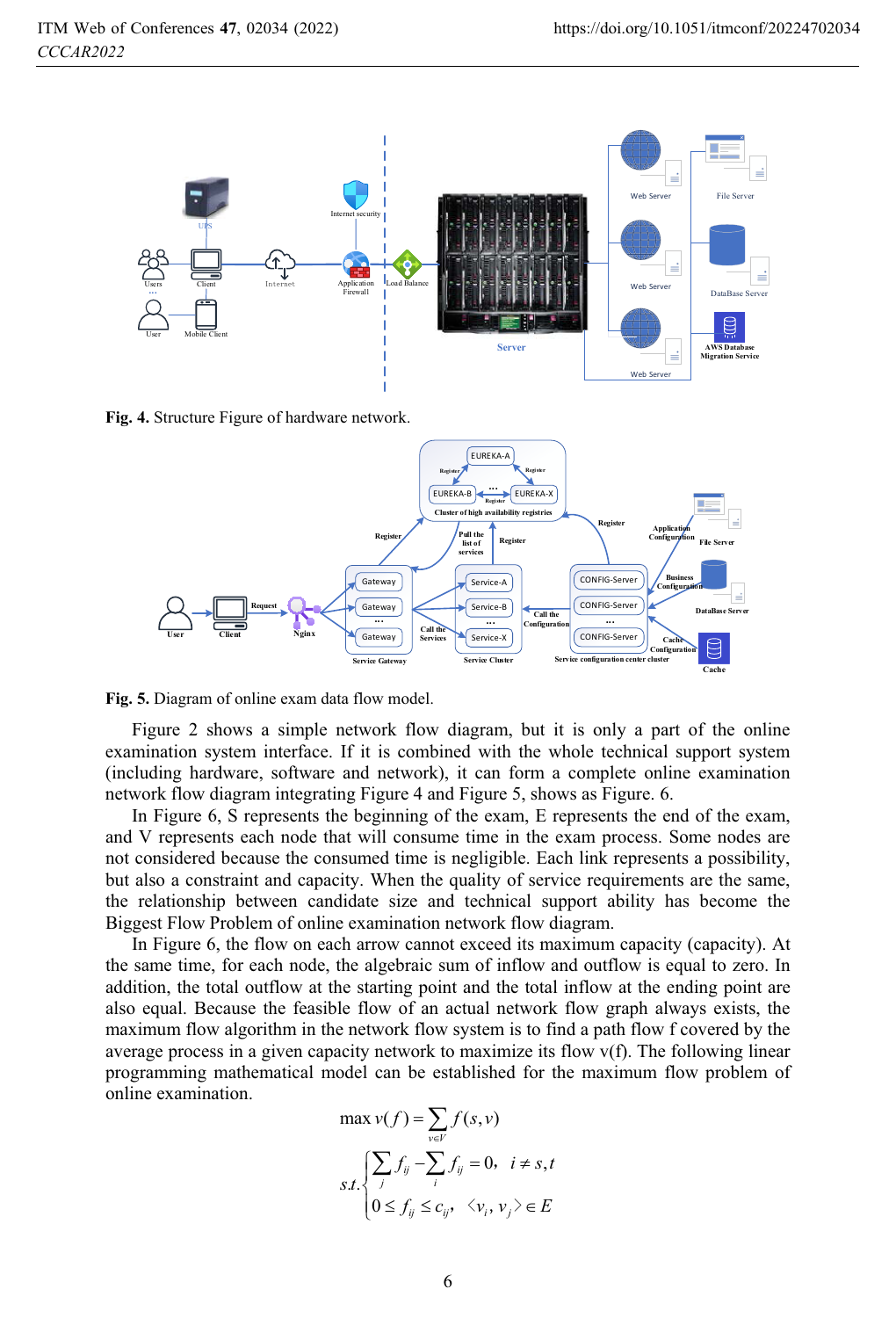**Fig. 4.** Structure Figure of hardware network.

**Fig. 5.** Diagram of online exam data flow model.

Figure 2 shows a simple network flow diagram, but it is only a part of the online examination system interface. If it is combined with the whole technical support system (including hardware, software and network), it can form a complete online examination network flow diagram integrating Figure 4 and Figure 5, shows as Figure. 6.

In Figure 6, S represents the beginning of the exam, E represents the end of the exam, and V represents each node that will consume time in the exam process. Some nodes are not considered because the consumed time is negligible. Each link represents a possibility, but also a constraint and capacity. When the quality of service requirements are the same, the relationship between candidate size and technical support ability has become the Biggest Flow Problem of online examination network flow diagram.

In Figure 6, the flow on each arrow cannot exceed its maximum capacity (capacity). At the same time, for each node, the algebraic sum of inflow and outflow is equal to zero. In addition, the total outflow at the starting point and the total inflow at the ending point are also equal. Because the feasible flow of an actual network flow graph always exists, the maximum flow algorithm in the network flow system is to find a path flow f covered by the average process in a given capacity network to maximize its flow v(f). The following linear programming mathematical model can be established for the maximum flow problem of online examination.

$$\max v(f) = \sum_{v \in V} f(s,v)$$

$$s.t. \begin{cases} \sum_{j} f_{ij} - \sum_{i} f_{ij} = 0, \quad i \neq s,t \\ 0 \leq f_{ij} \leq c_{ij}, \quad \langle v_i, v_j \rangle \in E \end{cases}$$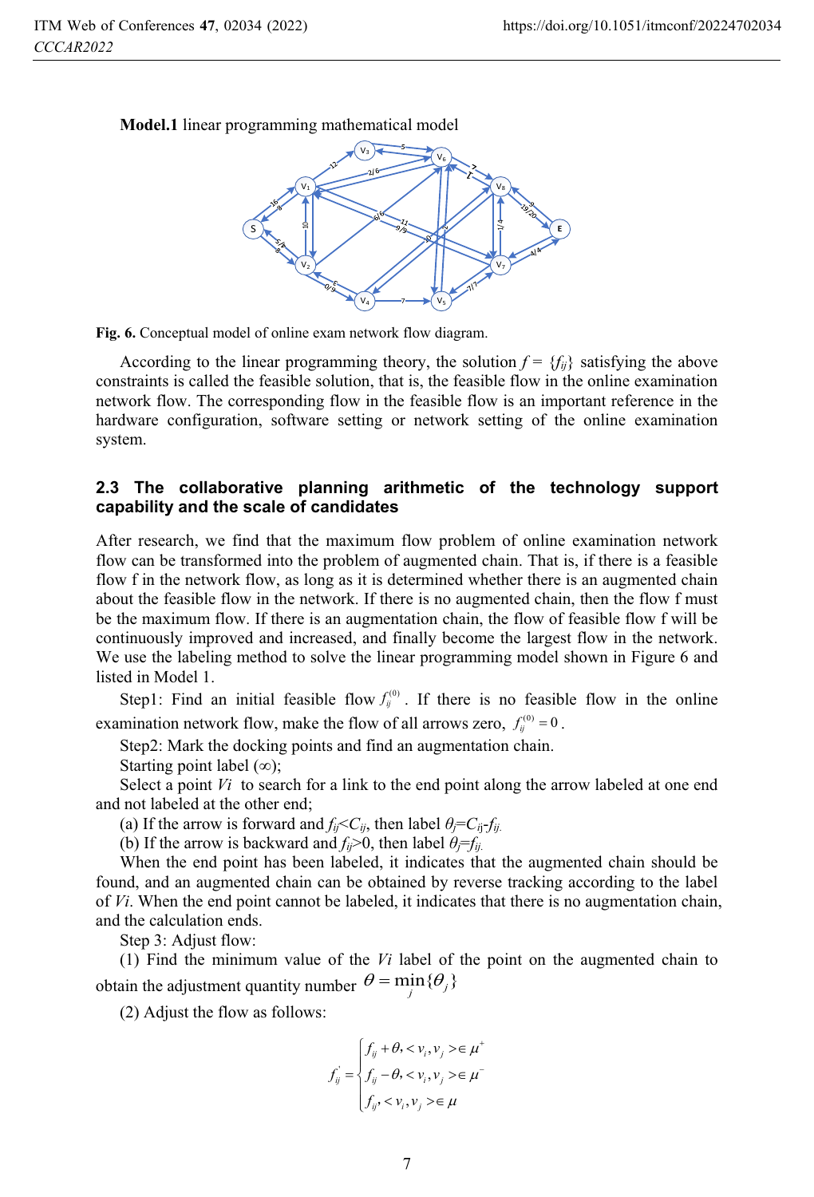**Model.1** linear programming mathematical model

Fig. 6. Conceptual model of online exam network flow diagram.

According to the linear programming theory, the solution $f = \{f_{ij}\}$ satisfying the above constraints is called the feasible solution, that is, the feasible flow in the online examination network flow. The corresponding flow in the feasible flow is an important reference in the hardware configuration, software setting or network setting of the online examination system.

## 2.3 The collaborative planning arithmetic of the technology support capability and the scale of candidates

After research, we find that the maximum flow problem of online examination network flow can be transformed into the problem of augmented chain. That is, if there is a feasible flow f in the network flow, as long as it is determined whether there is an augmented chain about the feasible flow in the network. If there is no augmented chain, then the flow f must be the maximum flow. If there is an augmentation chain, the flow of feasible flow f will be continuously improved and increased, and finally become the largest flow in the network. We use the labeling method to solve the linear programming model shown in Figure 6 and listed in Model 1.

Step1: Find an initial feasible flow $f_{ij}^{(0)}$. If there is no feasible flow in the online examination network flow, make the flow of all arrows zero, $f_{ij}^{(0)} = 0$.

Step2: Mark the docking points and find an augmentation chain.

Starting point label (∞);

Select a point $Vi$ to search for a link to the end point along the arrow labeled at one end and not labeled at the other end;

(a) If the arrow is forward and $f_{ij}<C_{ij}$, then label $\theta_j=C_{ij}-f_{ij}$.

(b) If the arrow is backward and $f_{ij}>0$, then label $\theta_j=f_{ij}$.

When the end point has been labeled, it indicates that the augmented chain should be found, and an augmented chain can be obtained by reverse tracking according to the label of $Vi$. When the end point cannot be labeled, it indicates that there is no augmentation chain, and the calculation ends.

Step 3: Adjust flow:

(1) Find the minimum value of the $Vi$ label of the point on the augmented chain to obtain the adjustment quantity number $\theta = \min_{j}\{\theta_j\}$

(2) Adjust the flow as follows:

$$f_{ij}^{'} = \begin{cases} f_{ij} + \theta, < v_i, v_j > \in \mu^{+} \\ f_{ij} - \theta, < v_i, v_j > \in \mu^{-} \\ f_{ij}, < v_i, v_j > \in \mu \end{cases}$$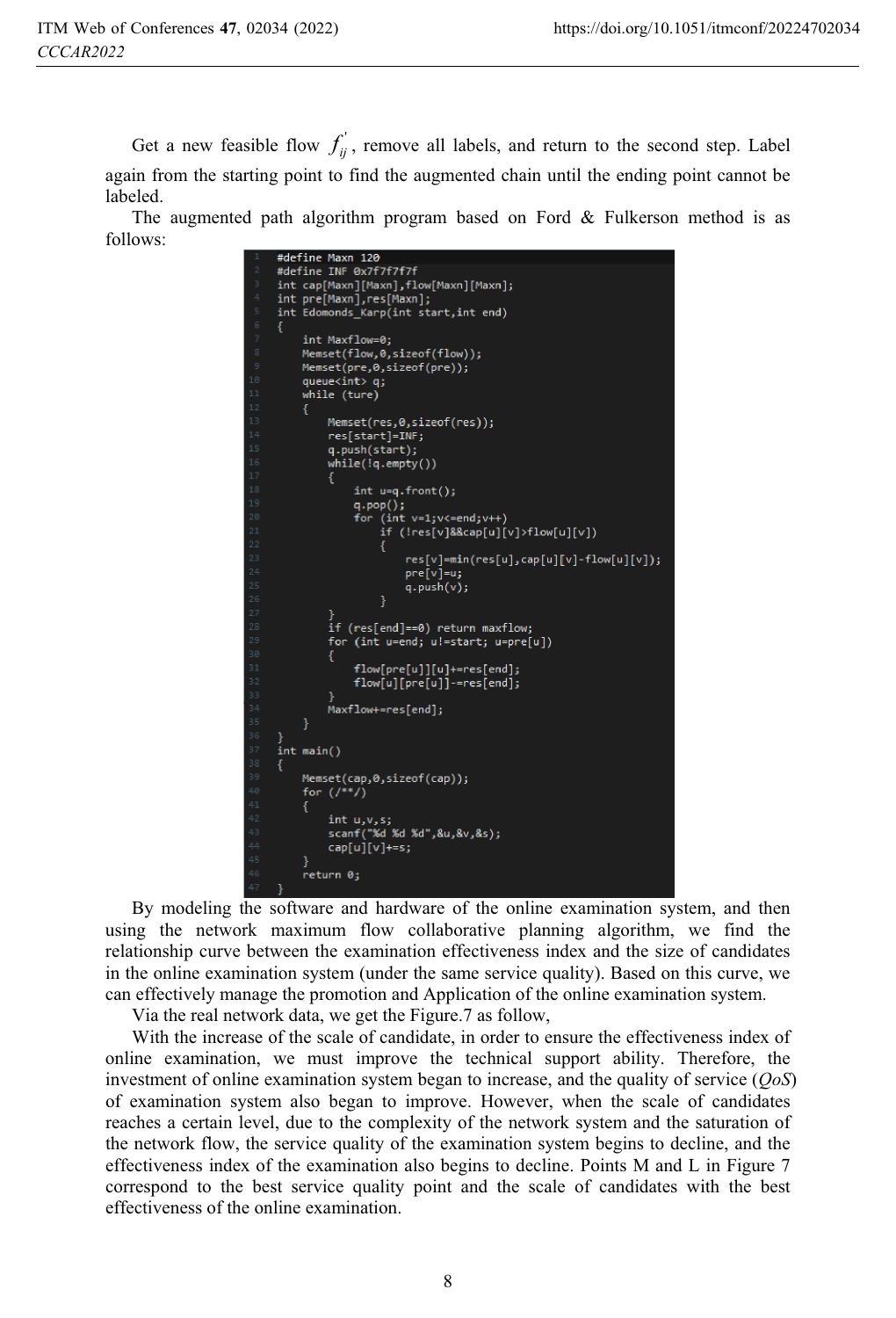Get a new feasible flow $f_{ij}^{'}$, remove all labels, and return to the second step. Label again from the starting point to find the augmented chain until the ending point cannot be labeled.

The augmented path algorithm program based on Ford & Fulkerson method is as follows:

```
#define Maxn 120
#define INF 0x7f7f7f7f
int cap[Maxn][Maxn],flow[Maxn][Maxn];
int pre[Maxn],res[Maxn];
int Edomonds_Karp(int start,int end)
{
    int Maxflow=0;
    Memset(flow,0,sizeof(flow));
    Memset(pre,0,sizeof(pre));
    queue<int> q;
    while (ture)
    {
        Memset(res,0,sizeof(res));
        res[start]=INF;
        q.push(start);
        while(!q.empty())
        {
            int u=q.front();
            q.pop();
            for (int v=1;v<=end;v++)
                if (!res[v]&&cap[u][v]>flow[u][v])
                {
                    res[v]=min(res[u],cap[u][v]-flow[u][v]);
                    pre[v]=u;
                    q.push(v);
                }
        }
        if (res[end]==0) return maxflow;
        for (int u=end; u!=start; u=pre[u])
        {
            flow[pre[u]][u]+=res[end];
            flow[u][pre[u]]-=res[end];
        }
        Maxflow+=res[end];
    }
}
int main()
{
    Memset(cap,0,sizeof(cap));
    for (/**/)
    {
        int u,v,s;
        scanf("%d %d %d",&u,&v,&s);
        cap[u][v]+=s;
    }
    return 0;
}
```

By modeling the software and hardware of the online examination system, and then using the network maximum flow collaborative planning algorithm, we find the relationship curve between the examination effectiveness index and the size of candidates in the online examination system (under the same service quality). Based on this curve, we can effectively manage the promotion and Application of the online examination system.

Via the real network data, we get the Figure.7 as follow,

With the increase of the scale of candidate, in order to ensure the effectiveness index of online examination, we must improve the technical support ability. Therefore, the investment of online examination system began to increase, and the quality of service (*QoS*) of examination system also began to improve. However, when the scale of candidates reaches a certain level, due to the complexity of the network system and the saturation of the network flow, the service quality of the examination system begins to decline, and the effectiveness index of the examination also begins to decline. Points M and L in Figure 7 correspond to the best service quality point and the scale of candidates with the best effectiveness of the online examination.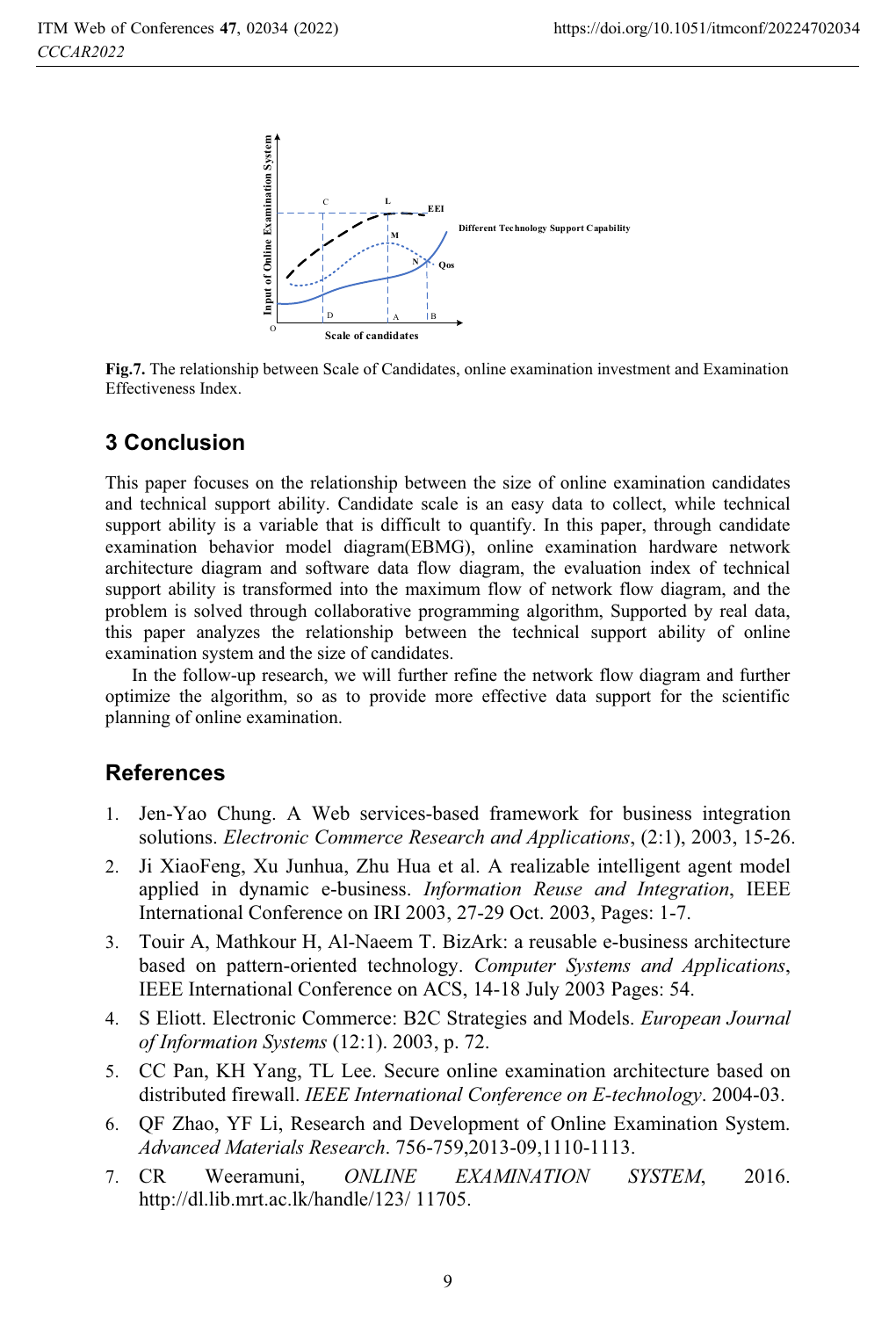Input of Online Examination System

C

L

EEI

M

Different Technology Support Capability

N

Qos

O

D

A

B

Scale of candidates

**Fig.7.** The relationship between Scale of Candidates, online examination investment and Examination Effectiveness Index.

## 3 Conclusion

This paper focuses on the relationship between the size of online examination candidates and technical support ability. Candidate scale is an easy data to collect, while technical support ability is a variable that is difficult to quantify. In this paper, through candidate examination behavior model diagram(EBMG), online examination hardware network architecture diagram and software data flow diagram, the evaluation index of technical support ability is transformed into the maximum flow of network flow diagram, and the problem is solved through collaborative programming algorithm, Supported by real data, this paper analyzes the relationship between the technical support ability of online examination system and the size of candidates.

In the follow-up research, we will further refine the network flow diagram and further optimize the algorithm, so as to provide more effective data support for the scientific planning of online examination.

## References

1. Jen-Yao Chung. A Web services-based framework for business integration solutions. *Electronic Commerce Research and Applications*, (2:1), 2003, 15-26.
2. Ji XiaoFeng, Xu Junhua, Zhu Hua et al. A realizable intelligent agent model applied in dynamic e-business. *Information Reuse and Integration*, IEEE International Conference on IRI 2003, 27-29 Oct. 2003, Pages: 1-7.
3. Touir A, Mathkour H, Al-Naeem T. BizArk: a reusable e-business architecture based on pattern-oriented technology. *Computer Systems and Applications*, IEEE International Conference on ACS, 14-18 July 2003 Pages: 54.
4. S Eliott. Electronic Commerce: B2C Strategies and Models. *European Journal of Information Systems* (12:1). 2003, p. 72.
5. CC Pan, KH Yang, TL Lee. Secure online examination architecture based on distributed firewall. *IEEE International Conference on E-technology*. 2004-03.
6. QF Zhao, YF Li, Research and Development of Online Examination System. *Advanced Materials Research*. 756-759,2013-09,1110-1113.
7. CR Weeramuni, *ONLINE EXAMINATION SYSTEM*, 2016. http://dl.lib.mrt.ac.lk/handle/123/ 11705.